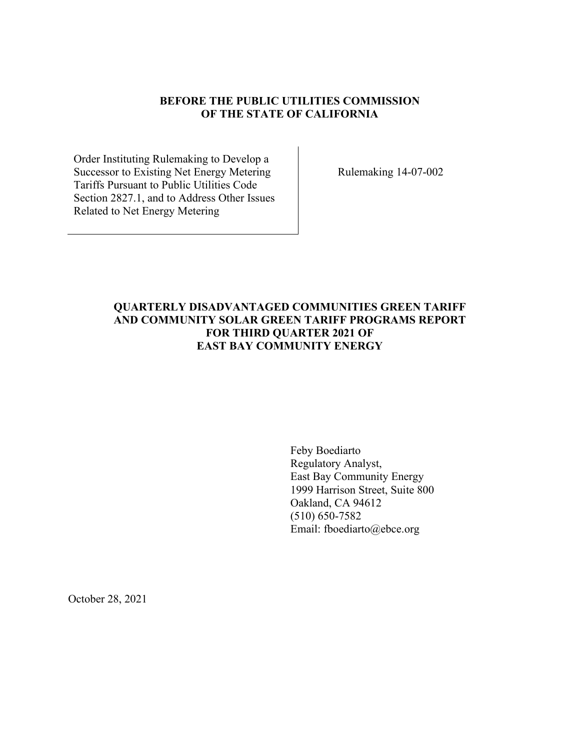**BEFORE THE PUBLIC UTILITIES COMMISSION**
**OF THE STATE OF CALIFORNIA**

| Order Instituting Rulemaking to Develop a Successor to Existing Net Energy Metering Tariffs Pursuant to Public Utilities Code Section 2827.1, and to Address Other Issues Related to Net Energy Metering | Rulemaking 14-07-002 |
|---|---|

# QUARTERLY DISADVANTAGED COMMUNITIES GREEN TARIFF AND COMMUNITY SOLAR GREEN TARIFF PROGRAMS REPORT FOR THIRD QUARTER 2021 OF EAST BAY COMMUNITY ENERGY

Feby Boediarto
Regulatory Analyst,
East Bay Community Energy
1999 Harrison Street, Suite 800
Oakland, CA 94612
(510) 650-7582
Email: fboediarto@ebce.org

October 28, 2021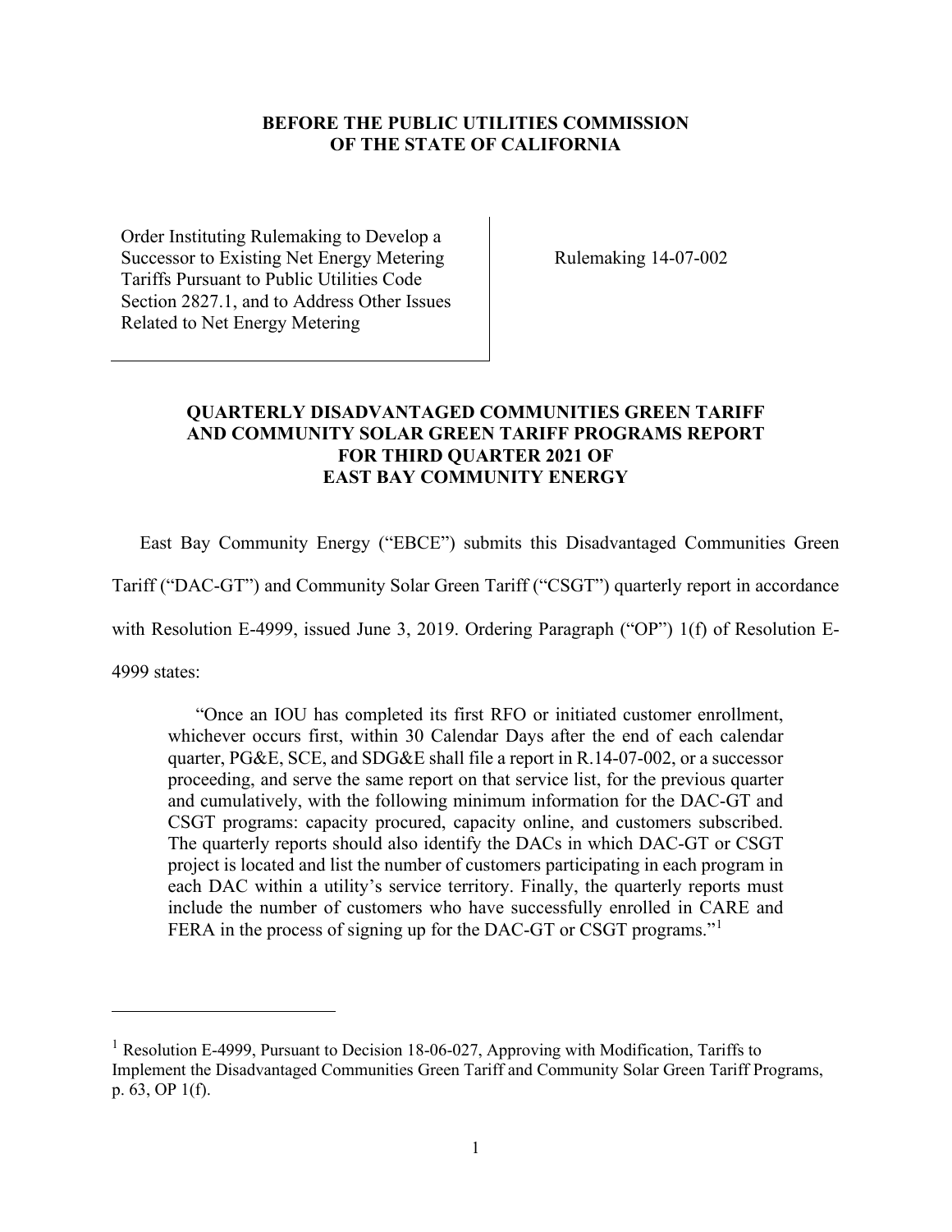**BEFORE THE PUBLIC UTILITIES COMMISSION OF THE STATE OF CALIFORNIA**

| | |
|---|---|
| Order Instituting Rulemaking to Develop a Successor to Existing Net Energy Metering Tariffs Pursuant to Public Utilities Code Section 2827.1, and to Address Other Issues Related to Net Energy Metering | Rulemaking 14-07-002 |

## QUARTERLY DISADVANTAGED COMMUNITIES GREEN TARIFF AND COMMUNITY SOLAR GREEN TARIFF PROGRAMS REPORT FOR THIRD QUARTER 2021 OF EAST BAY COMMUNITY ENERGY

East Bay Community Energy ("EBCE") submits this Disadvantaged Communities Green Tariff ("DAC-GT") and Community Solar Green Tariff ("CSGT") quarterly report in accordance with Resolution E-4999, issued June 3, 2019. Ordering Paragraph ("OP") 1(f) of Resolution E-4999 states:

> "Once an IOU has completed its first RFO or initiated customer enrollment, whichever occurs first, within 30 Calendar Days after the end of each calendar quarter, PG&E, SCE, and SDG&E shall file a report in R.14-07-002, or a successor proceeding, and serve the same report on that service list, for the previous quarter and cumulatively, with the following minimum information for the DAC-GT and CSGT programs: capacity procured, capacity online, and customers subscribed. The quarterly reports should also identify the DACs in which DAC-GT or CSGT project is located and list the number of customers participating in each program in each DAC within a utility's service territory. Finally, the quarterly reports must include the number of customers who have successfully enrolled in CARE and FERA in the process of signing up for the DAC-GT or CSGT programs."[1]

[1] Resolution E-4999, Pursuant to Decision 18-06-027, Approving with Modification, Tariffs to Implement the Disadvantaged Communities Green Tariff and Community Solar Green Tariff Programs, p. 63, OP 1(f).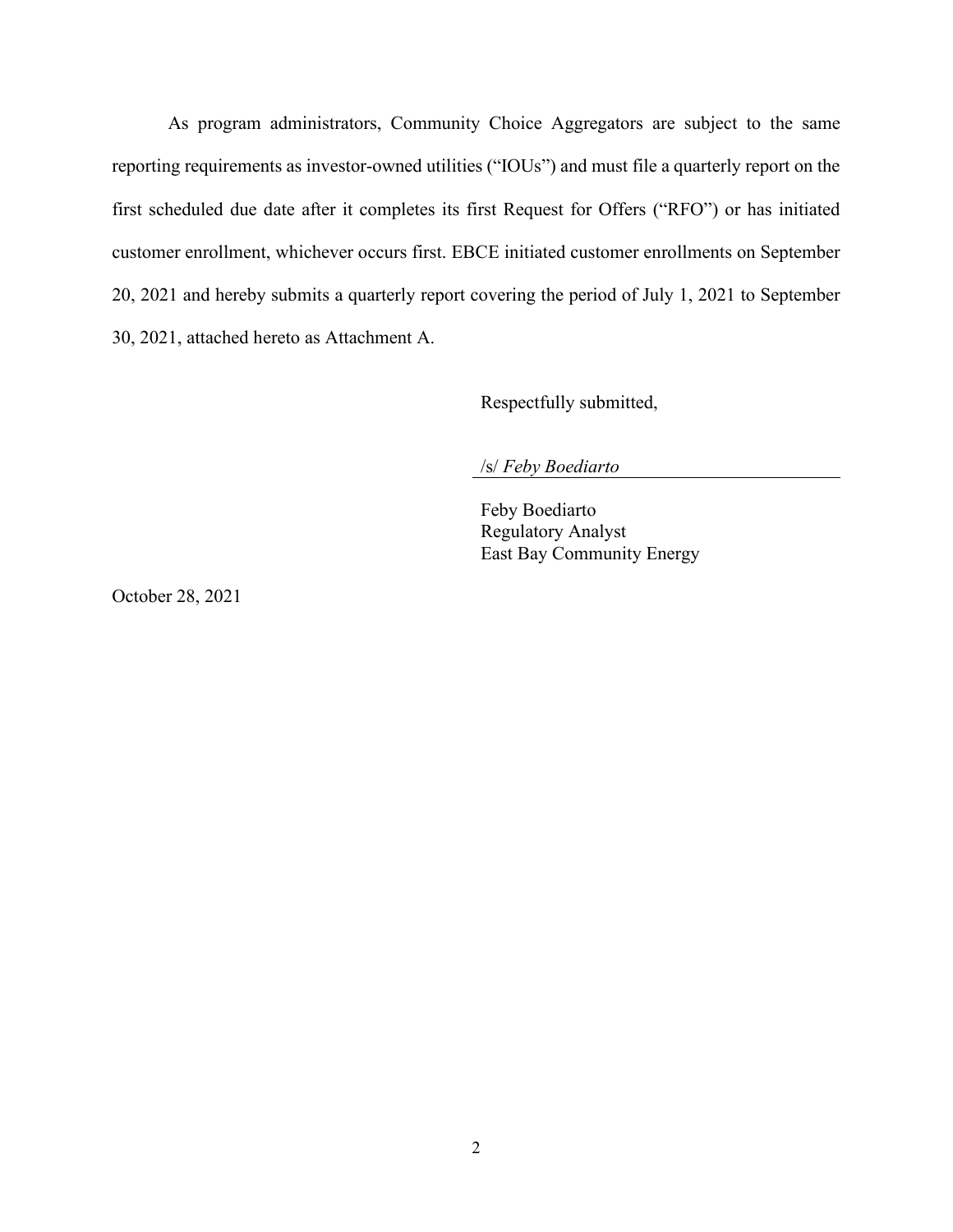As program administrators, Community Choice Aggregators are subject to the same reporting requirements as investor-owned utilities ("IOUs") and must file a quarterly report on the first scheduled due date after it completes its first Request for Offers ("RFO") or has initiated customer enrollment, whichever occurs first. EBCE initiated customer enrollments on September 20, 2021 and hereby submits a quarterly report covering the period of July 1, 2021 to September 30, 2021, attached hereto as Attachment A.

Respectfully submitted,

/s/ *Feby Boediarto*

Feby Boediarto
Regulatory Analyst
East Bay Community Energy

October 28, 2021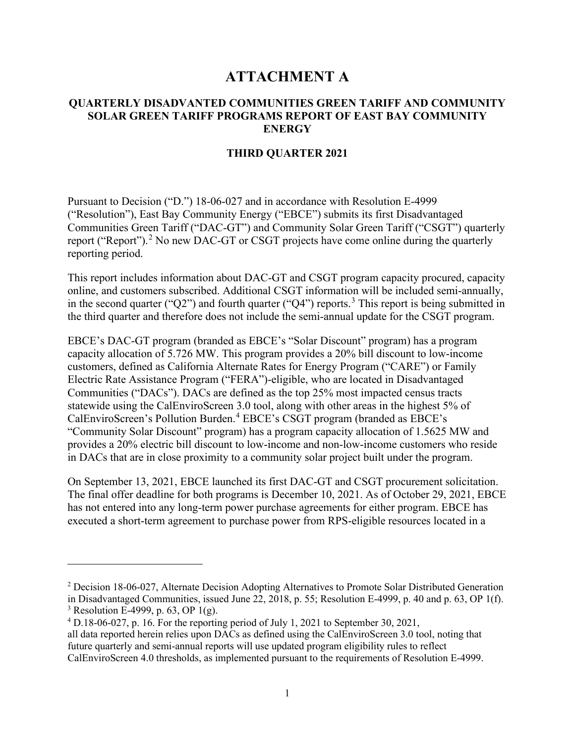# ATTACHMENT A

### QUARTERLY DISADVANTED COMMUNITIES GREEN TARIFF AND COMMUNITY SOLAR GREEN TARIFF PROGRAMS REPORT OF EAST BAY COMMUNITY ENERGY

### THIRD QUARTER 2021

Pursuant to Decision ("D.") 18-06-027 and in accordance with Resolution E-4999 ("Resolution"), East Bay Community Energy ("EBCE") submits its first Disadvantaged Communities Green Tariff ("DAC-GT") and Community Solar Green Tariff ("CSGT") quarterly report ("Report").[2] No new DAC-GT or CSGT projects have come online during the quarterly reporting period.

This report includes information about DAC-GT and CSGT program capacity procured, capacity online, and customers subscribed. Additional CSGT information will be included semi-annually, in the second quarter ("Q2") and fourth quarter ("Q4") reports.[3] This report is being submitted in the third quarter and therefore does not include the semi-annual update for the CSGT program.

EBCE's DAC-GT program (branded as EBCE's "Solar Discount" program) has a program capacity allocation of 5.726 MW. This program provides a 20% bill discount to low-income customers, defined as California Alternate Rates for Energy Program ("CARE") or Family Electric Rate Assistance Program ("FERA")-eligible, who are located in Disadvantaged Communities ("DACs"). DACs are defined as the top 25% most impacted census tracts statewide using the CalEnviroScreen 3.0 tool, along with other areas in the highest 5% of CalEnviroScreen's Pollution Burden.[4] EBCE's CSGT program (branded as EBCE's "Community Solar Discount" program) has a program capacity allocation of 1.5625 MW and provides a 20% electric bill discount to low-income and non-low-income customers who reside in DACs that are in close proximity to a community solar project built under the program.

On September 13, 2021, EBCE launched its first DAC-GT and CSGT procurement solicitation. The final offer deadline for both programs is December 10, 2021. As of October 29, 2021, EBCE has not entered into any long-term power purchase agreements for either program. EBCE has executed a short-term agreement to purchase power from RPS-eligible resources located in a

---

[2] Decision 18-06-027, Alternate Decision Adopting Alternatives to Promote Solar Distributed Generation in Disadvantaged Communities, issued June 22, 2018, p. 55; Resolution E-4999, p. 40 and p. 63, OP 1(f).

[3] Resolution E-4999, p. 63, OP 1(g).

[4] D.18-06-027, p. 16. For the reporting period of July 1, 2021 to September 30, 2021, all data reported herein relies upon DACs as defined using the CalEnviroScreen 3.0 tool, noting that future quarterly and semi-annual reports will use updated program eligibility rules to reflect CalEnviroScreen 4.0 thresholds, as implemented pursuant to the requirements of Resolution E-4999.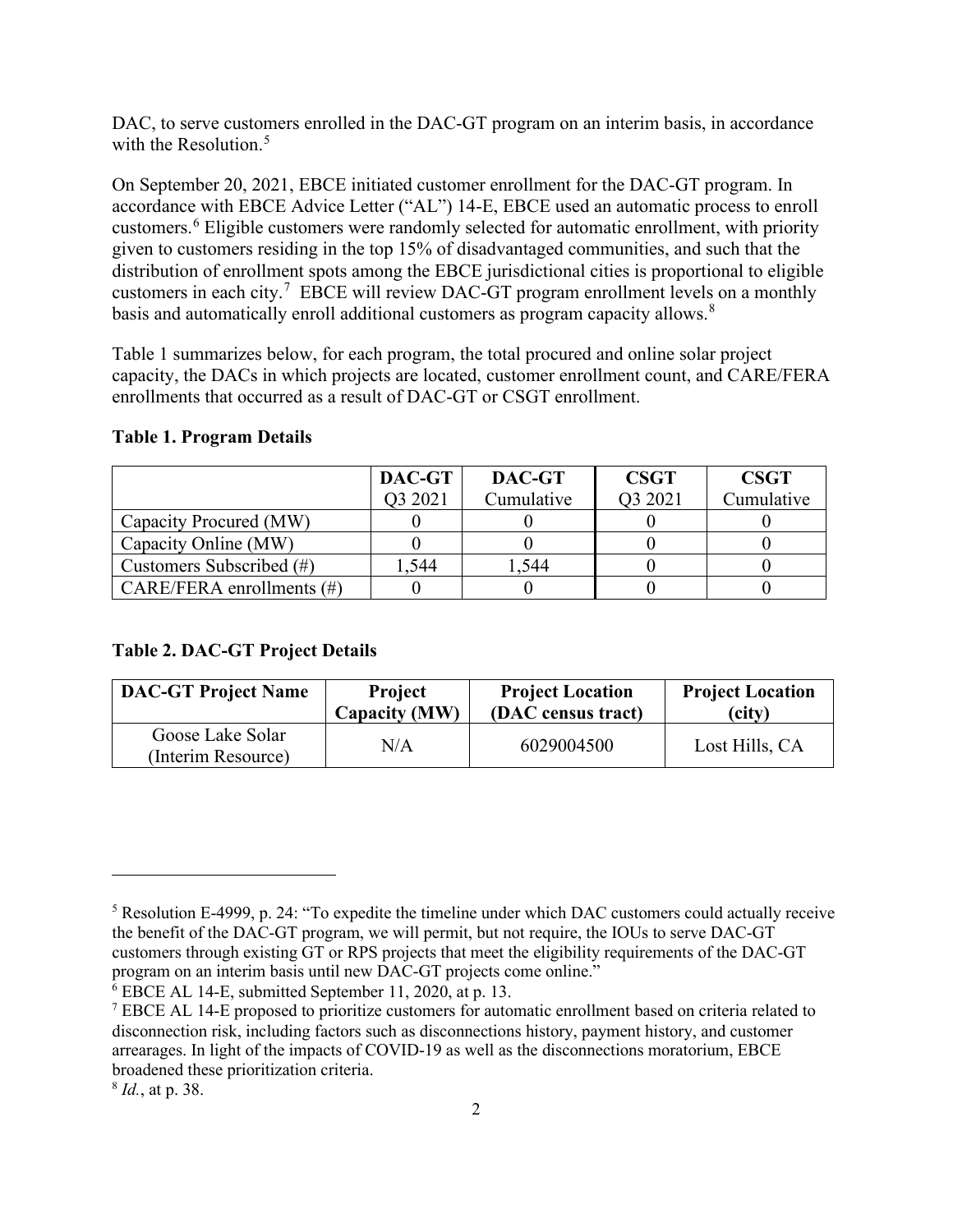DAC, to serve customers enrolled in the DAC-GT program on an interim basis, in accordance with the Resolution.[5]

On September 20, 2021, EBCE initiated customer enrollment for the DAC-GT program. In accordance with EBCE Advice Letter ("AL") 14-E, EBCE used an automatic process to enroll customers.[6] Eligible customers were randomly selected for automatic enrollment, with priority given to customers residing in the top 15% of disadvantaged communities, and such that the distribution of enrollment spots among the EBCE jurisdictional cities is proportional to eligible customers in each city.[7] EBCE will review DAC-GT program enrollment levels on a monthly basis and automatically enroll additional customers as program capacity allows.[8]

Table 1 summarizes below, for each program, the total procured and online solar project capacity, the DACs in which projects are located, customer enrollment count, and CARE/FERA enrollments that occurred as a result of DAC-GT or CSGT enrollment.

**Table 1. Program Details**

| | DAC-GT Q3 2021 | DAC-GT Cumulative | CSGT Q3 2021 | CSGT Cumulative |
|---|---|---|---|---|
| Capacity Procured (MW) | 0 | 0 | 0 | 0 |
| Capacity Online (MW) | 0 | 0 | 0 | 0 |
| Customers Subscribed (#) | 1,544 | 1,544 | 0 | 0 |
| CARE/FERA enrollments (#) | 0 | 0 | 0 | 0 |

**Table 2. DAC-GT Project Details**

| DAC-GT Project Name | Project Capacity (MW) | Project Location (DAC census tract) | Project Location (city) |
|---|---|---|---|
| Goose Lake Solar (Interim Resource) | N/A | 6029004500 | Lost Hills, CA |

[5] Resolution E-4999, p. 24: "To expedite the timeline under which DAC customers could actually receive the benefit of the DAC-GT program, we will permit, but not require, the IOUs to serve DAC-GT customers through existing GT or RPS projects that meet the eligibility requirements of the DAC-GT program on an interim basis until new DAC-GT projects come online."

[6] EBCE AL 14-E, submitted September 11, 2020, at p. 13.

[7] EBCE AL 14-E proposed to prioritize customers for automatic enrollment based on criteria related to disconnection risk, including factors such as disconnections history, payment history, and customer arrearages. In light of the impacts of COVID-19 as well as the disconnections moratorium, EBCE broadened these prioritization criteria.

[8] *Id.*, at p. 38.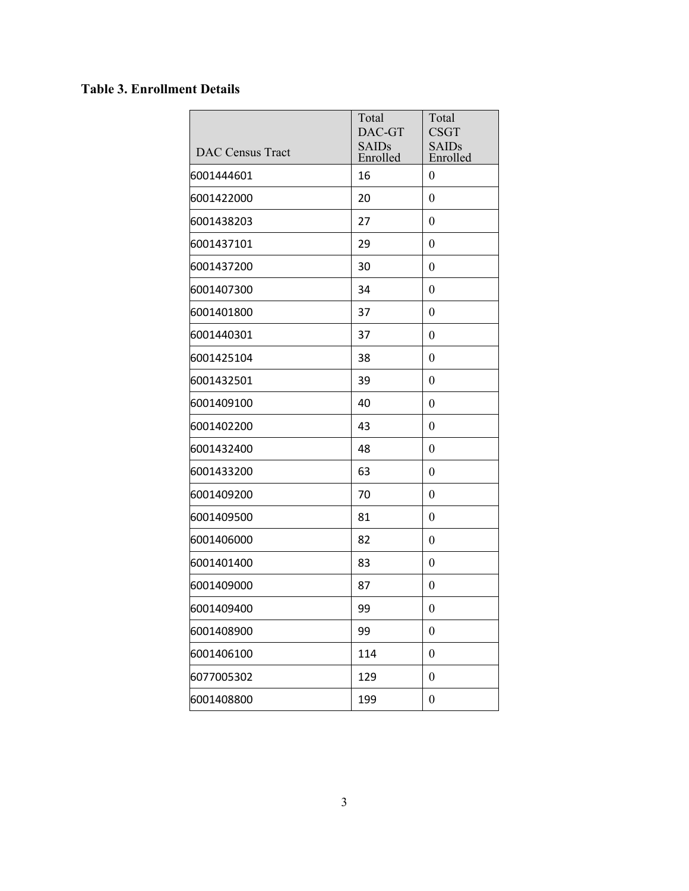**Table 3. Enrollment Details**

| DAC Census Tract | Total DAC-GT SAIDs Enrolled | Total CSGT SAIDs Enrolled |
|---|---|---|
| 6001444601 | 16 | 0 |
| 6001422000 | 20 | 0 |
| 6001438203 | 27 | 0 |
| 6001437101 | 29 | 0 |
| 6001437200 | 30 | 0 |
| 6001407300 | 34 | 0 |
| 6001401800 | 37 | 0 |
| 6001440301 | 37 | 0 |
| 6001425104 | 38 | 0 |
| 6001432501 | 39 | 0 |
| 6001409100 | 40 | 0 |
| 6001402200 | 43 | 0 |
| 6001432400 | 48 | 0 |
| 6001433200 | 63 | 0 |
| 6001409200 | 70 | 0 |
| 6001409500 | 81 | 0 |
| 6001406000 | 82 | 0 |
| 6001401400 | 83 | 0 |
| 6001409000 | 87 | 0 |
| 6001409400 | 99 | 0 |
| 6001408900 | 99 | 0 |
| 6001406100 | 114 | 0 |
| 6077005302 | 129 | 0 |
| 6001408800 | 199 | 0 |